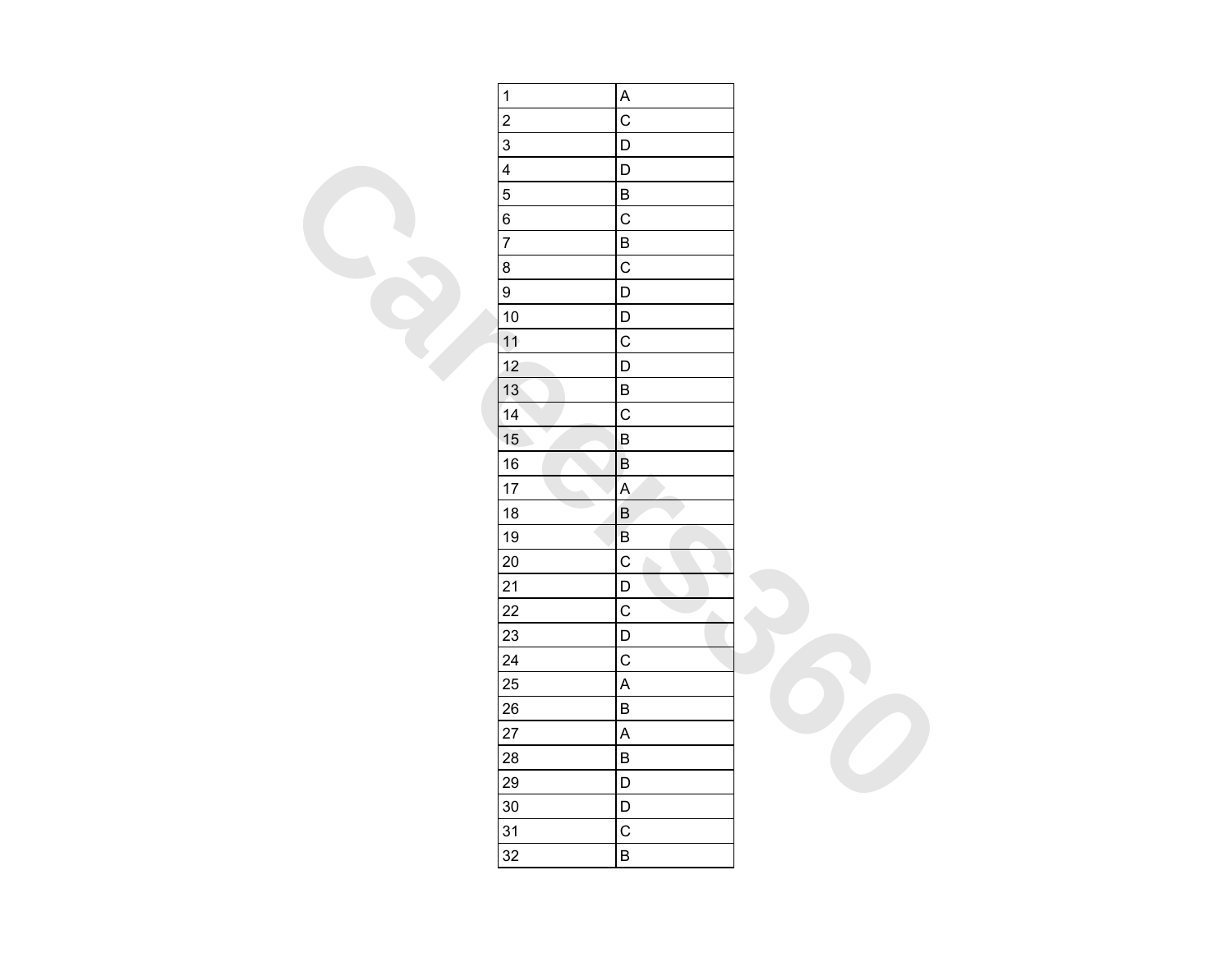| | |
|---|---|
| 1 | A |
| 2 | C |
| 3 | D |
| 4 | D |
| 5 | B |
| 6 | C |
| 7 | B |
| 8 | C |
| 9 | D |
| 10 | D |
| 11 | C |
| 12 | D |
| 13 | B |
| 14 | C |
| 15 | B |
| 16 | B |
| 17 | A |
| 18 | B |
| 19 | B |
| 20 | C |
| 21 | D |
| 22 | C |
| 23 | D |
| 24 | C |
| 25 | A |
| 26 | B |
| 27 | A |
| 28 | B |
| 29 | D |
| 30 | D |
| 31 | C |
| 32 | B |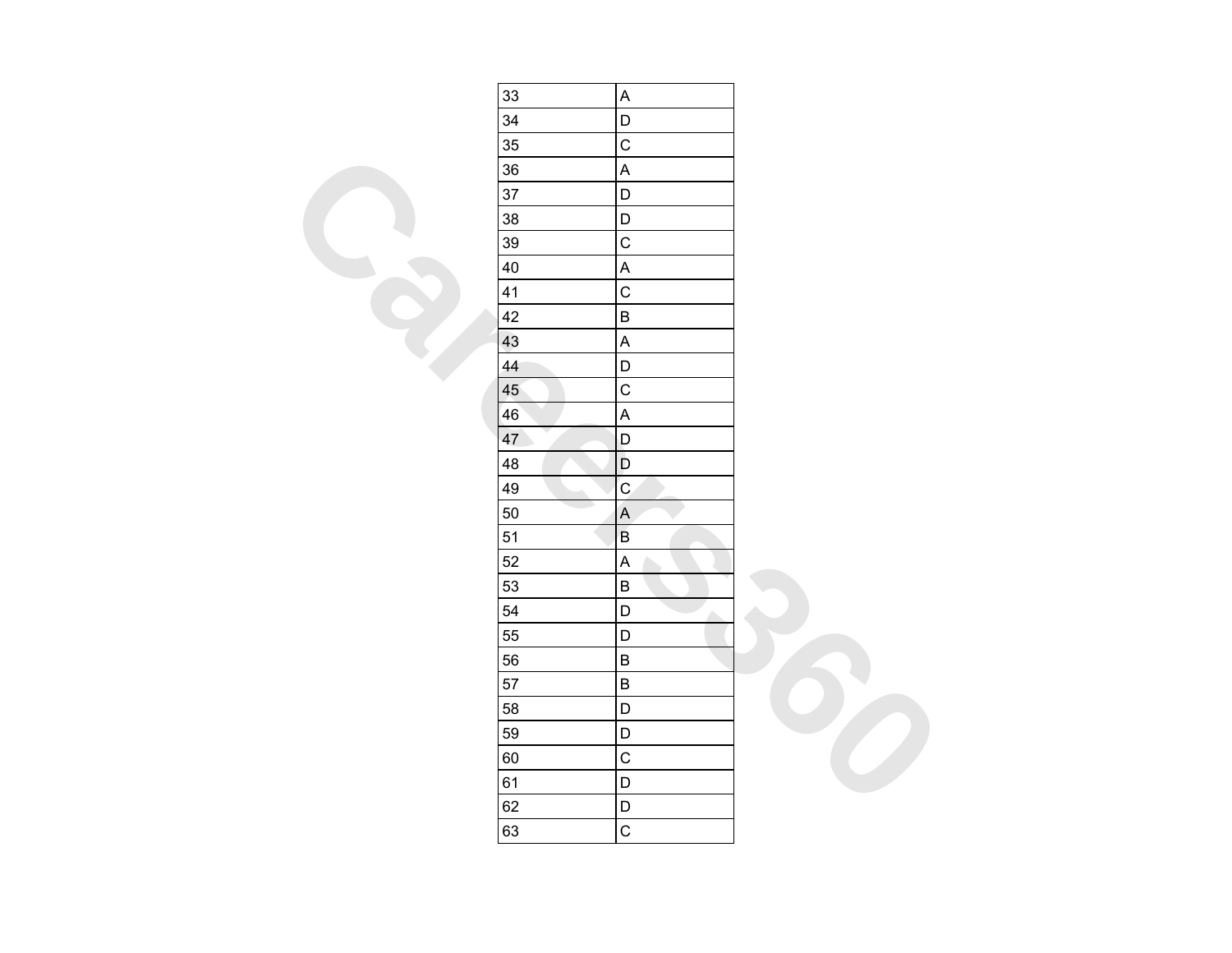| 33 | A |
|---|---|
| 34 | D |
| 35 | C |
| 36 | A |
| 37 | D |
| 38 | D |
| 39 | C |
| 40 | A |
| 41 | C |
| 42 | B |
| 43 | A |
| 44 | D |
| 45 | C |
| 46 | A |
| 47 | D |
| 48 | D |
| 49 | C |
| 50 | A |
| 51 | B |
| 52 | A |
| 53 | B |
| 54 | D |
| 55 | D |
| 56 | B |
| 57 | B |
| 58 | D |
| 59 | D |
| 60 | C |
| 61 | D |
| 62 | D |
| 63 | C |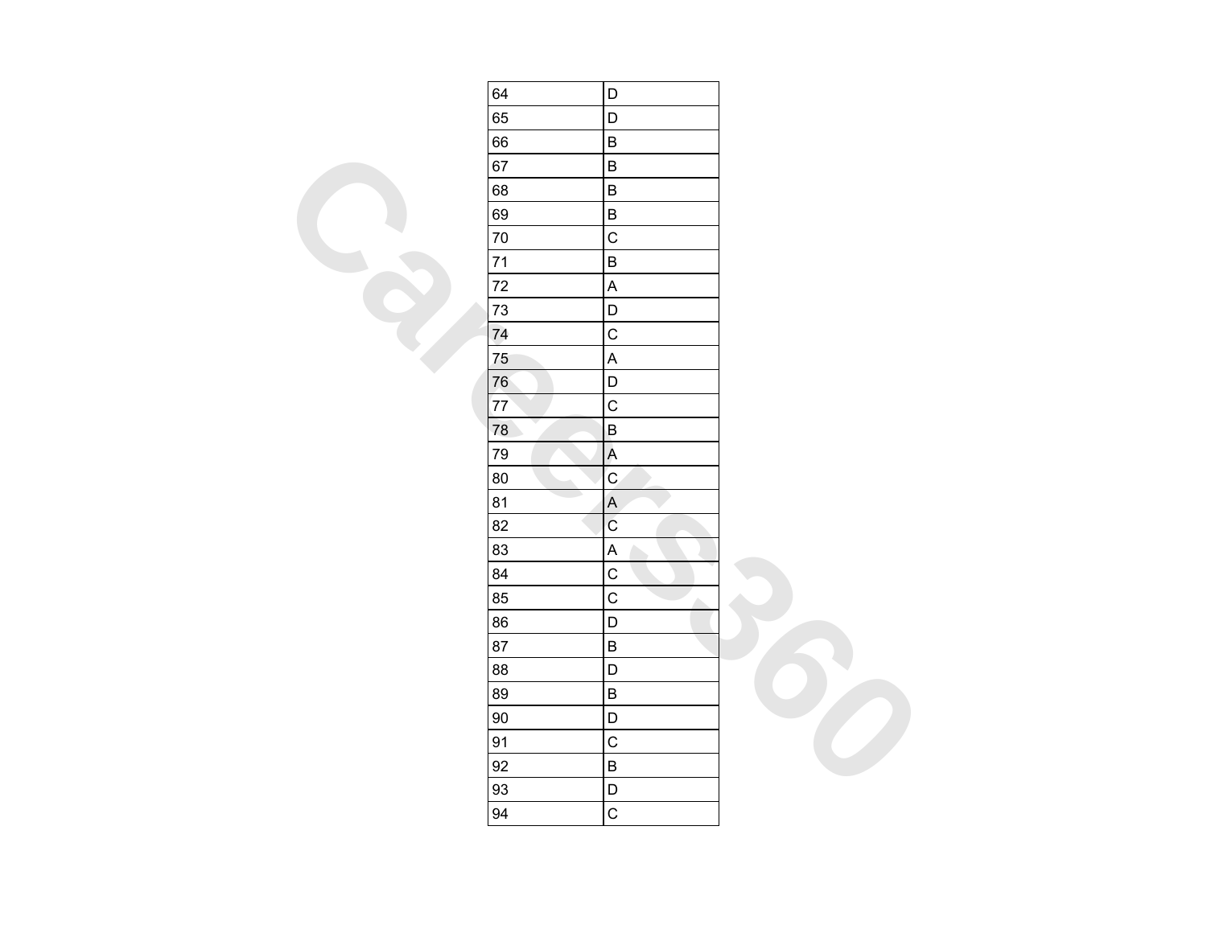| 64 | D |
|---|---|
| 65 | D |
| 66 | B |
| 67 | B |
| 68 | B |
| 69 | B |
| 70 | C |
| 71 | B |
| 72 | A |
| 73 | D |
| 74 | C |
| 75 | A |
| 76 | D |
| 77 | C |
| 78 | B |
| 79 | A |
| 80 | C |
| 81 | A |
| 82 | C |
| 83 | A |
| 84 | C |
| 85 | C |
| 86 | D |
| 87 | B |
| 88 | D |
| 89 | B |
| 90 | D |
| 91 | C |
| 92 | B |
| 93 | D |
| 94 | C |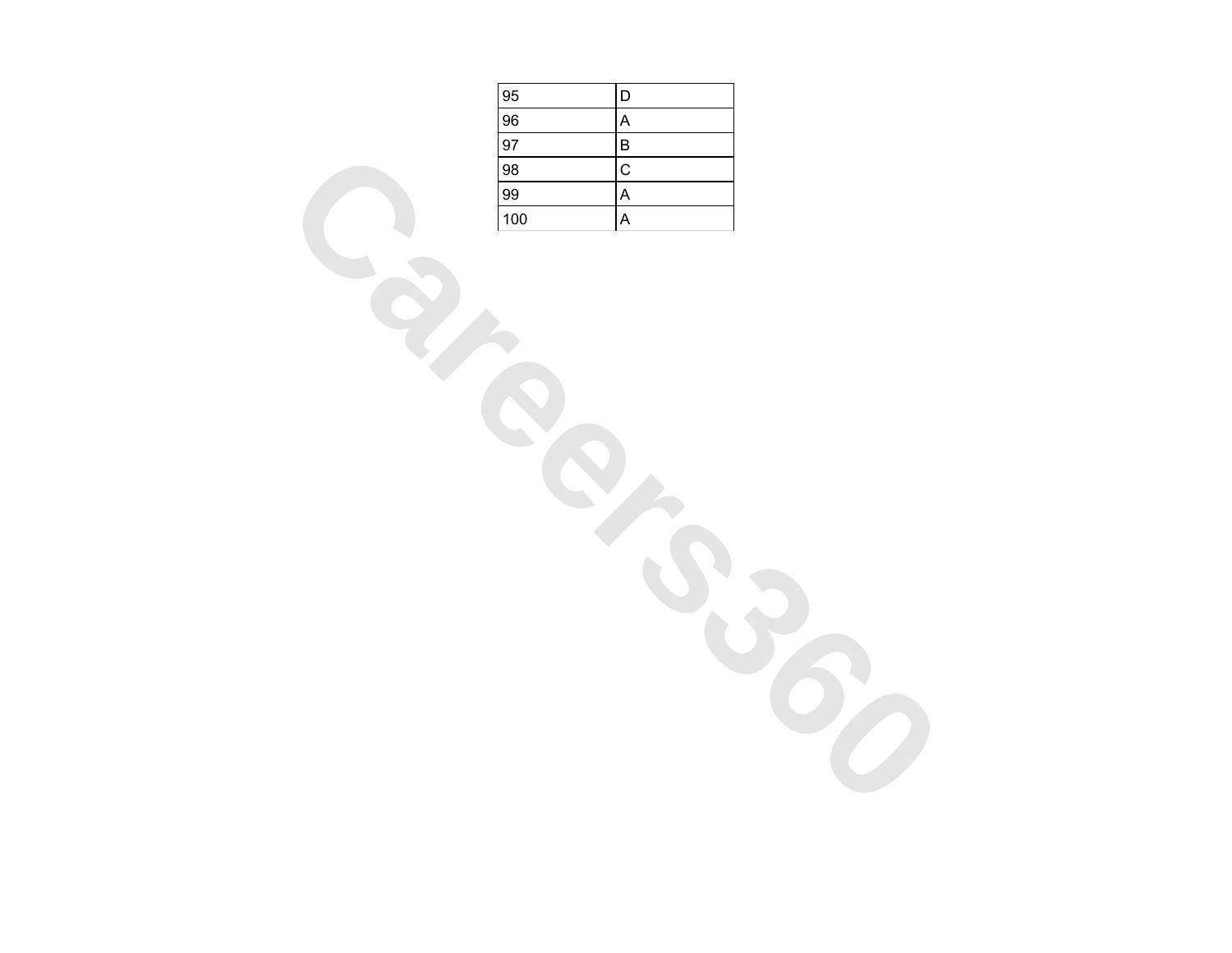| | |
|---|---|
| 95 | D |
| 96 | A |
| 97 | B |
| 98 | C |
| 99 | A |
| 100 | A |